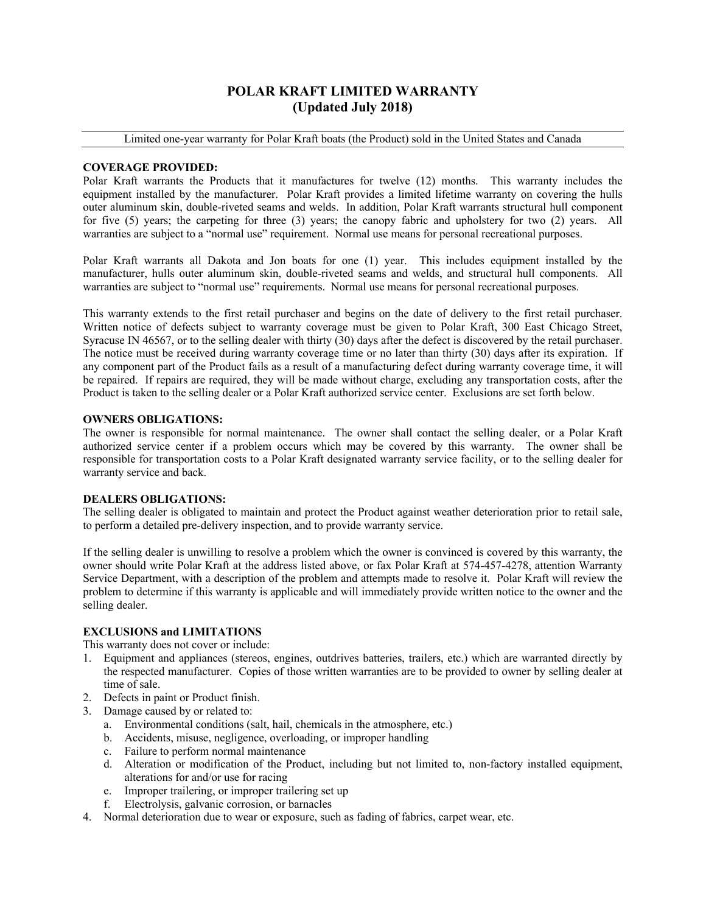# POLAR KRAFT LIMITED WARRANTY
# (Updated July 2018)

---

Limited one-year warranty for Polar Kraft boats (the Product) sold in the United States and Canada

---

**COVERAGE PROVIDED:**

Polar Kraft warrants the Products that it manufactures for twelve (12) months. This warranty includes the equipment installed by the manufacturer. Polar Kraft provides a limited lifetime warranty on covering the hulls outer aluminum skin, double-riveted seams and welds. In addition, Polar Kraft warrants structural hull component for five (5) years; the carpeting for three (3) years; the canopy fabric and upholstery for two (2) years. All warranties are subject to a "normal use" requirement. Normal use means for personal recreational purposes.

Polar Kraft warrants all Dakota and Jon boats for one (1) year. This includes equipment installed by the manufacturer, hulls outer aluminum skin, double-riveted seams and welds, and structural hull components. All warranties are subject to "normal use" requirements. Normal use means for personal recreational purposes.

This warranty extends to the first retail purchaser and begins on the date of delivery to the first retail purchaser. Written notice of defects subject to warranty coverage must be given to Polar Kraft, 300 East Chicago Street, Syracuse IN 46567, or to the selling dealer with thirty (30) days after the defect is discovered by the retail purchaser. The notice must be received during warranty coverage time or no later than thirty (30) days after its expiration. If any component part of the Product fails as a result of a manufacturing defect during warranty coverage time, it will be repaired. If repairs are required, they will be made without charge, excluding any transportation costs, after the Product is taken to the selling dealer or a Polar Kraft authorized service center. Exclusions are set forth below.

**OWNERS OBLIGATIONS:**

The owner is responsible for normal maintenance. The owner shall contact the selling dealer, or a Polar Kraft authorized service center if a problem occurs which may be covered by this warranty. The owner shall be responsible for transportation costs to a Polar Kraft designated warranty service facility, or to the selling dealer for warranty service and back.

**DEALERS OBLIGATIONS:**

The selling dealer is obligated to maintain and protect the Product against weather deterioration prior to retail sale, to perform a detailed pre-delivery inspection, and to provide warranty service.

If the selling dealer is unwilling to resolve a problem which the owner is convinced is covered by this warranty, the owner should write Polar Kraft at the address listed above, or fax Polar Kraft at 574-457-4278, attention Warranty Service Department, with a description of the problem and attempts made to resolve it. Polar Kraft will review the problem to determine if this warranty is applicable and will immediately provide written notice to the owner and the selling dealer.

**EXCLUSIONS and LIMITATIONS**

This warranty does not cover or include:

1. Equipment and appliances (stereos, engines, outdrives batteries, trailers, etc.) which are warranted directly by the respected manufacturer. Copies of those written warranties are to be provided to owner by selling dealer at time of sale.
2. Defects in paint or Product finish.
3. Damage caused by or related to:
   a. Environmental conditions (salt, hail, chemicals in the atmosphere, etc.)
   b. Accidents, misuse, negligence, overloading, or improper handling
   c. Failure to perform normal maintenance
   d. Alteration or modification of the Product, including but not limited to, non-factory installed equipment, alterations for and/or use for racing
   e. Improper trailering, or improper trailering set up
   f. Electrolysis, galvanic corrosion, or barnacles
4. Normal deterioration due to wear or exposure, such as fading of fabrics, carpet wear, etc.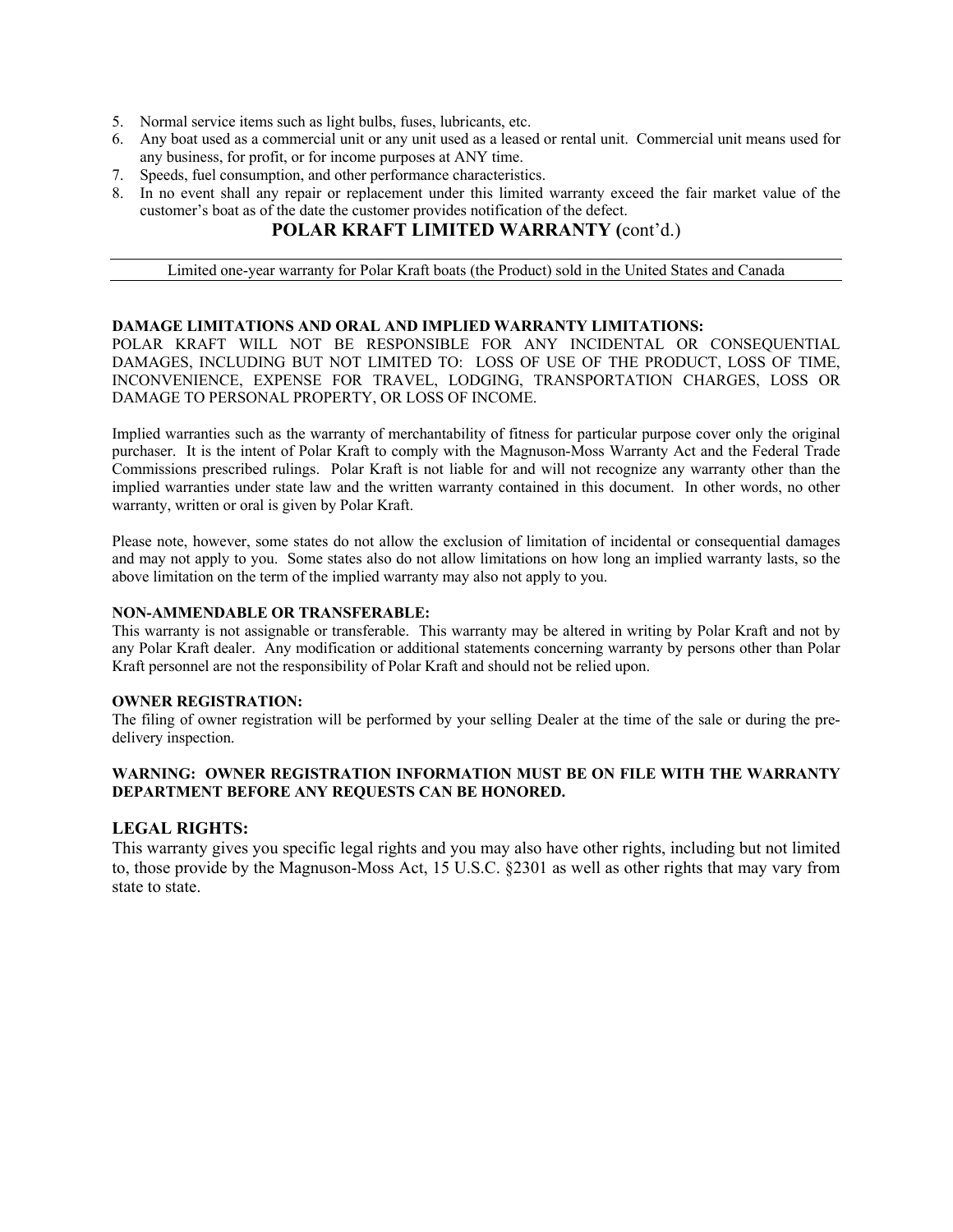5. Normal service items such as light bulbs, fuses, lubricants, etc.
6. Any boat used as a commercial unit or any unit used as a leased or rental unit. Commercial unit means used for any business, for profit, or for income purposes at ANY time.
7. Speeds, fuel consumption, and other performance characteristics.
8. In no event shall any repair or replacement under this limited warranty exceed the fair market value of the customer's boat as of the date the customer provides notification of the defect.

## POLAR KRAFT LIMITED WARRANTY (cont'd.)

Limited one-year warranty for Polar Kraft boats (the Product) sold in the United States and Canada

**DAMAGE LIMITATIONS AND ORAL AND IMPLIED WARRANTY LIMITATIONS:**
POLAR KRAFT WILL NOT BE RESPONSIBLE FOR ANY INCIDENTAL OR CONSEQUENTIAL DAMAGES, INCLUDING BUT NOT LIMITED TO: LOSS OF USE OF THE PRODUCT, LOSS OF TIME, INCONVENIENCE, EXPENSE FOR TRAVEL, LODGING, TRANSPORTATION CHARGES, LOSS OR DAMAGE TO PERSONAL PROPERTY, OR LOSS OF INCOME.

Implied warranties such as the warranty of merchantability of fitness for particular purpose cover only the original purchaser. It is the intent of Polar Kraft to comply with the Magnuson-Moss Warranty Act and the Federal Trade Commissions prescribed rulings. Polar Kraft is not liable for and will not recognize any warranty other than the implied warranties under state law and the written warranty contained in this document. In other words, no other warranty, written or oral is given by Polar Kraft.

Please note, however, some states do not allow the exclusion of limitation of incidental or consequential damages and may not apply to you. Some states also do not allow limitations on how long an implied warranty lasts, so the above limitation on the term of the implied warranty may also not apply to you.

**NON-AMMENDABLE OR TRANSFERABLE:**
This warranty is not assignable or transferable. This warranty may be altered in writing by Polar Kraft and not by any Polar Kraft dealer. Any modification or additional statements concerning warranty by persons other than Polar Kraft personnel are not the responsibility of Polar Kraft and should not be relied upon.

**OWNER REGISTRATION:**
The filing of owner registration will be performed by your selling Dealer at the time of the sale or during the pre-delivery inspection.

**WARNING: OWNER REGISTRATION INFORMATION MUST BE ON FILE WITH THE WARRANTY DEPARTMENT BEFORE ANY REQUESTS CAN BE HONORED.**

### LEGAL RIGHTS:

This warranty gives you specific legal rights and you may also have other rights, including but not limited to, those provide by the Magnuson-Moss Act, 15 U.S.C. §2301 as well as other rights that may vary from state to state.